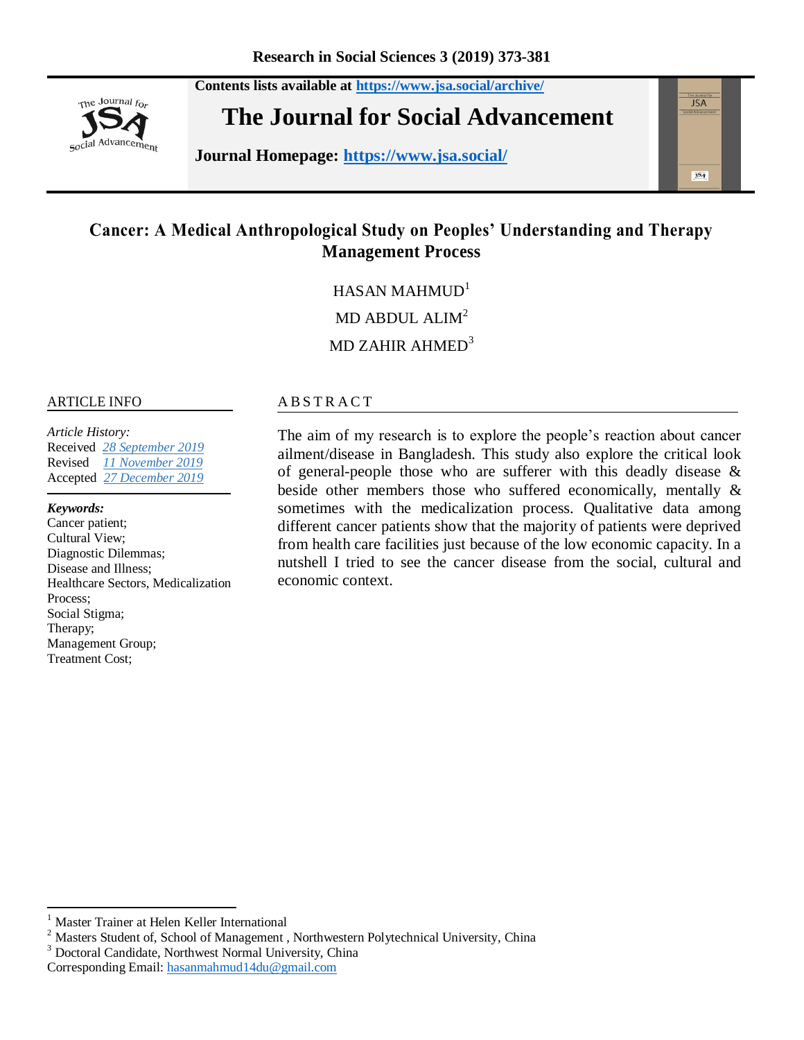Contents lists available at https://www.jsa.social/archive/

**The Journal for Social Advancement**

**Journal Homepage: https://www.jsa.social/**

# Cancer: A Medical Anthropological Study on Peoples' Understanding and Therapy Management Process

HASAN MAHMUD[1]

MD ABDUL ALIM[2]

MD ZAHIR AHMED[3]

ARTICLE INFO

*Article History:*
Received 28 September 2019
Revised 11 November 2019
Accepted 27 December 2019

***Keywords:***
Cancer patient;
Cultural View;
Diagnostic Dilemmas;
Disease and Illness;
Healthcare Sectors, Medicalization Process;
Social Stigma;
Therapy;
Management Group;
Treatment Cost;

ABSTRACT

The aim of my research is to explore the people's reaction about cancer ailment/disease in Bangladesh. This study also explore the critical look of general-people those who are sufferer with this deadly disease & beside other members those who suffered economically, mentally & sometimes with the medicalization process. Qualitative data among different cancer patients show that the majority of patients were deprived from health care facilities just because of the low economic capacity. In a nutshell I tried to see the cancer disease from the social, cultural and economic context.

---

[1] Master Trainer at Helen Keller International
[2] Masters Student of, School of Management , Northwestern Polytechnical University, China
[3] Doctoral Candidate, Northwest Normal University, China
Corresponding Email: hasanmahmud14du@gmail.com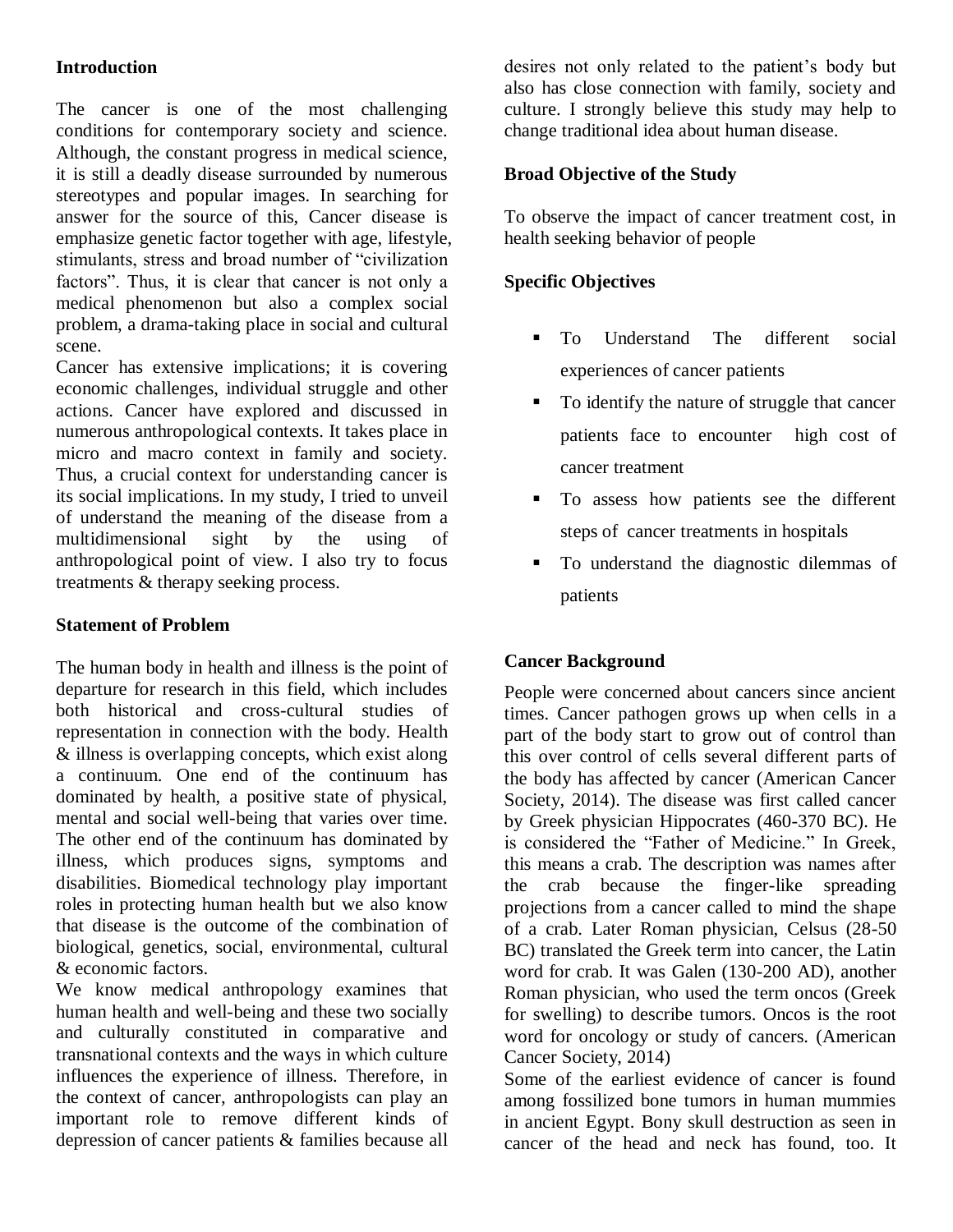## Introduction

The cancer is one of the most challenging conditions for contemporary society and science. Although, the constant progress in medical science, it is still a deadly disease surrounded by numerous stereotypes and popular images. In searching for answer for the source of this, Cancer disease is emphasize genetic factor together with age, lifestyle, stimulants, stress and broad number of "civilization factors". Thus, it is clear that cancer is not only a medical phenomenon but also a complex social problem, a drama-taking place in social and cultural scene.

Cancer has extensive implications; it is covering economic challenges, individual struggle and other actions. Cancer have explored and discussed in numerous anthropological contexts. It takes place in micro and macro context in family and society. Thus, a crucial context for understanding cancer is its social implications. In my study, I tried to unveil of understand the meaning of the disease from a multidimensional sight by the using of anthropological point of view. I also try to focus treatments & therapy seeking process.

## Statement of Problem

The human body in health and illness is the point of departure for research in this field, which includes both historical and cross-cultural studies of representation in connection with the body. Health & illness is overlapping concepts, which exist along a continuum. One end of the continuum has dominated by health, a positive state of physical, mental and social well-being that varies over time. The other end of the continuum has dominated by illness, which produces signs, symptoms and disabilities. Biomedical technology play important roles in protecting human health but we also know that disease is the outcome of the combination of biological, genetics, social, environmental, cultural & economic factors.

We know medical anthropology examines that human health and well-being and these two socially and culturally constituted in comparative and transnational contexts and the ways in which culture influences the experience of illness. Therefore, in the context of cancer, anthropologists can play an important role to remove different kinds of depression of cancer patients & families because all desires not only related to the patient's body but also has close connection with family, society and culture. I strongly believe this study may help to change traditional idea about human disease.

## Broad Objective of the Study

To observe the impact of cancer treatment cost, in health seeking behavior of people

## Specific Objectives

- To Understand The different social experiences of cancer patients
- To identify the nature of struggle that cancer patients face to encounter high cost of cancer treatment
- To assess how patients see the different steps of cancer treatments in hospitals
- To understand the diagnostic dilemmas of patients

## Cancer Background

People were concerned about cancers since ancient times. Cancer pathogen grows up when cells in a part of the body start to grow out of control than this over control of cells several different parts of the body has affected by cancer (American Cancer Society, 2014). The disease was first called cancer by Greek physician Hippocrates (460-370 BC). He is considered the "Father of Medicine." In Greek, this means a crab. The description was names after the crab because the finger-like spreading projections from a cancer called to mind the shape of a crab. Later Roman physician, Celsus (28-50 BC) translated the Greek term into cancer, the Latin word for crab. It was Galen (130-200 AD), another Roman physician, who used the term oncos (Greek for swelling) to describe tumors. Oncos is the root word for oncology or study of cancers. (American Cancer Society, 2014)

Some of the earliest evidence of cancer is found among fossilized bone tumors in human mummies in ancient Egypt. Bony skull destruction as seen in cancer of the head and neck has found, too. It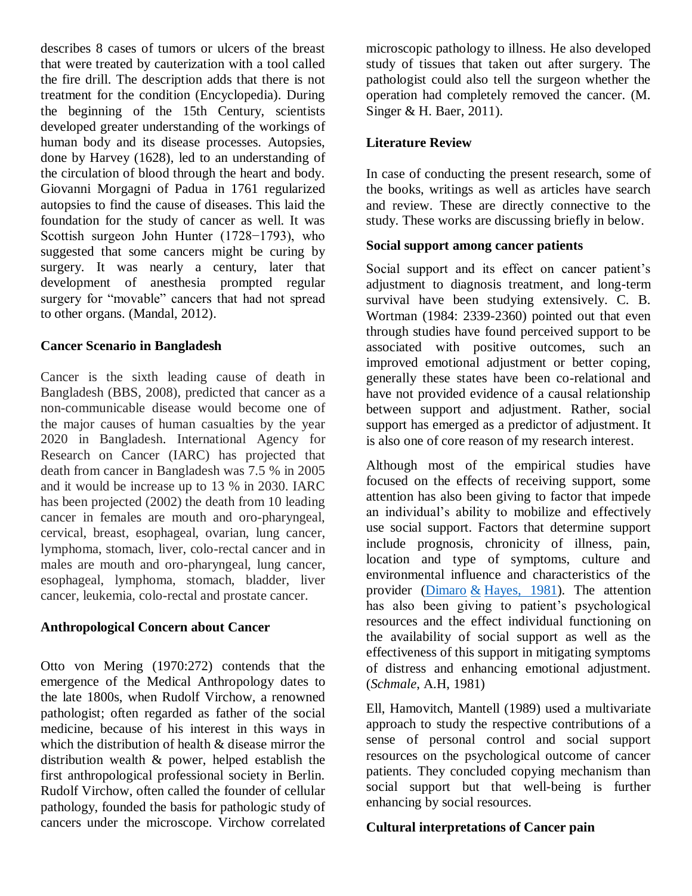describes 8 cases of tumors or ulcers of the breast that were treated by cauterization with a tool called the fire drill. The description adds that there is not treatment for the condition (Encyclopedia). During the beginning of the 15th Century, scientists developed greater understanding of the workings of human body and its disease processes. Autopsies, done by Harvey (1628), led to an understanding of the circulation of blood through the heart and body. Giovanni Morgagni of Padua in 1761 regularized autopsies to find the cause of diseases. This laid the foundation for the study of cancer as well. It was Scottish surgeon John Hunter (1728−1793), who suggested that some cancers might be curing by surgery. It was nearly a century, later that development of anesthesia prompted regular surgery for "movable" cancers that had not spread to other organs. (Mandal, 2012).

**Cancer Scenario in Bangladesh**

Cancer is the sixth leading cause of death in Bangladesh (BBS, 2008), predicted that cancer as a non-communicable disease would become one of the major causes of human casualties by the year 2020 in Bangladesh. International Agency for Research on Cancer (IARC) has projected that death from cancer in Bangladesh was 7.5 % in 2005 and it would be increase up to 13 % in 2030. IARC has been projected (2002) the death from 10 leading cancer in females are mouth and oro-pharyngeal, cervical, breast, esophageal, ovarian, lung cancer, lymphoma, stomach, liver, colo-rectal cancer and in males are mouth and oro-pharyngeal, lung cancer, esophageal, lymphoma, stomach, bladder, liver cancer, leukemia, colo-rectal and prostate cancer.

**Anthropological Concern about Cancer**

Otto von Mering (1970:272) contends that the emergence of the Medical Anthropology dates to the late 1800s, when Rudolf Virchow, a renowned pathologist; often regarded as father of the social medicine, because of his interest in this ways in which the distribution of health & disease mirror the distribution wealth & power, helped establish the first anthropological professional society in Berlin. Rudolf Virchow, often called the founder of cellular pathology, founded the basis for pathologic study of cancers under the microscope. Virchow correlated microscopic pathology to illness. He also developed study of tissues that taken out after surgery. The pathologist could also tell the surgeon whether the operation had completely removed the cancer. (M. Singer & H. Baer, 2011).

**Literature Review**

In case of conducting the present research, some of the books, writings as well as articles have search and review. These are directly connective to the study. These works are discussing briefly in below.

**Social support among cancer patients**

Social support and its effect on cancer patient's adjustment to diagnosis treatment, and long-term survival have been studying extensively. C. B. Wortman (1984: 2339-2360) pointed out that even through studies have found perceived support to be associated with positive outcomes, such an improved emotional adjustment or better coping, generally these states have been co-relational and have not provided evidence of a causal relationship between support and adjustment. Rather, social support has emerged as a predictor of adjustment. It is also one of core reason of my research interest.

Although most of the empirical studies have focused on the effects of receiving support, some attention has also been giving to factor that impede an individual's ability to mobilize and effectively use social support. Factors that determine support include prognosis, chronicity of illness, pain, location and type of symptoms, culture and environmental influence and characteristics of the provider (Dimaro & Hayes, 1981). The attention has also been giving to patient's psychological resources and the effect individual functioning on the availability of social support as well as the effectiveness of this support in mitigating symptoms of distress and enhancing emotional adjustment. (*Schmale*, A.H, 1981)

Ell, Hamovitch, Mantell (1989) used a multivariate approach to study the respective contributions of a sense of personal control and social support resources on the psychological outcome of cancer patients. They concluded copying mechanism than social support but that well-being is further enhancing by social resources.

**Cultural interpretations of Cancer pain**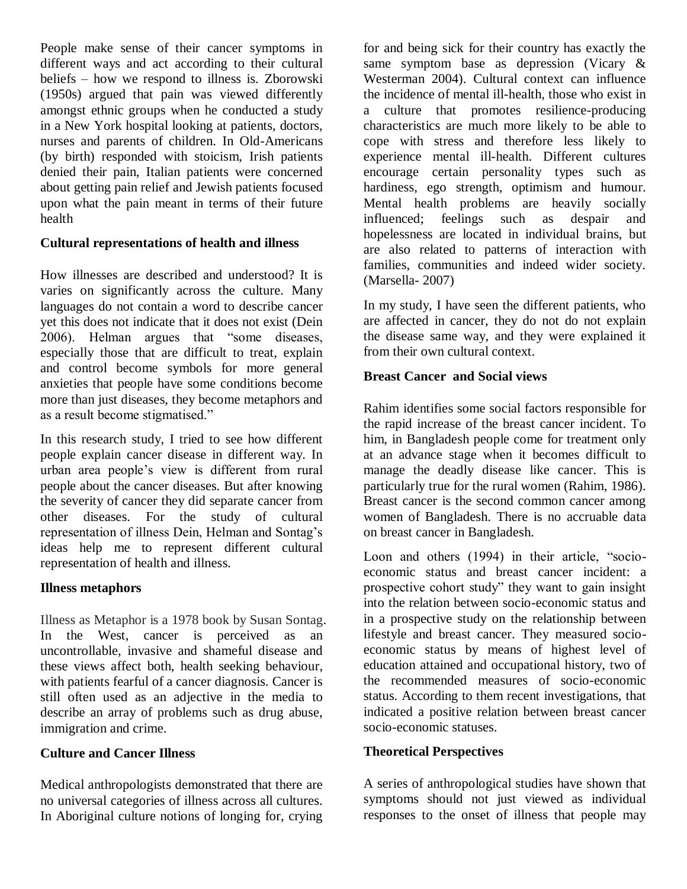People make sense of their cancer symptoms in different ways and act according to their cultural beliefs – how we respond to illness is. Zborowski (1950s) argued that pain was viewed differently amongst ethnic groups when he conducted a study in a New York hospital looking at patients, doctors, nurses and parents of children. In Old-Americans (by birth) responded with stoicism, Irish patients denied their pain, Italian patients were concerned about getting pain relief and Jewish patients focused upon what the pain meant in terms of their future health

**Cultural representations of health and illness**

How illnesses are described and understood? It is varies on significantly across the culture. Many languages do not contain a word to describe cancer yet this does not indicate that it does not exist (Dein 2006). Helman argues that "some diseases, especially those that are difficult to treat, explain and control become symbols for more general anxieties that people have some conditions become more than just diseases, they become metaphors and as a result become stigmatised."

In this research study, I tried to see how different people explain cancer disease in different way. In urban area people's view is different from rural people about the cancer diseases. But after knowing the severity of cancer they did separate cancer from other diseases. For the study of cultural representation of illness Dein, Helman and Sontag's ideas help me to represent different cultural representation of health and illness.

**Illness metaphors**

Illness as Metaphor is a 1978 book by Susan Sontag. In the West, cancer is perceived as an uncontrollable, invasive and shameful disease and these views affect both, health seeking behaviour, with patients fearful of a cancer diagnosis. Cancer is still often used as an adjective in the media to describe an array of problems such as drug abuse, immigration and crime.

**Culture and Cancer Illness**

Medical anthropologists demonstrated that there are no universal categories of illness across all cultures. In Aboriginal culture notions of longing for, crying for and being sick for their country has exactly the same symptom base as depression (Vicary & Westerman 2004). Cultural context can influence the incidence of mental ill-health, those who exist in a culture that promotes resilience-producing characteristics are much more likely to be able to cope with stress and therefore less likely to experience mental ill-health. Different cultures encourage certain personality types such as hardiness, ego strength, optimism and humour. Mental health problems are heavily socially influenced; feelings such as despair and hopelessness are located in individual brains, but are also related to patterns of interaction with families, communities and indeed wider society. (Marsella- 2007)

In my study, I have seen the different patients, who are affected in cancer, they do not do not explain the disease same way, and they were explained it from their own cultural context.

**Breast Cancer and Social views**

Rahim identifies some social factors responsible for the rapid increase of the breast cancer incident. To him, in Bangladesh people come for treatment only at an advance stage when it becomes difficult to manage the deadly disease like cancer. This is particularly true for the rural women (Rahim, 1986). Breast cancer is the second common cancer among women of Bangladesh. There is no accruable data on breast cancer in Bangladesh.

Loon and others (1994) in their article, "socio-economic status and breast cancer incident: a prospective cohort study" they want to gain insight into the relation between socio-economic status and in a prospective study on the relationship between lifestyle and breast cancer. They measured socio-economic status by means of highest level of education attained and occupational history, two of the recommended measures of socio-economic status. According to them recent investigations, that indicated a positive relation between breast cancer socio-economic statuses.

**Theoretical Perspectives**

A series of anthropological studies have shown that symptoms should not just viewed as individual responses to the onset of illness that people may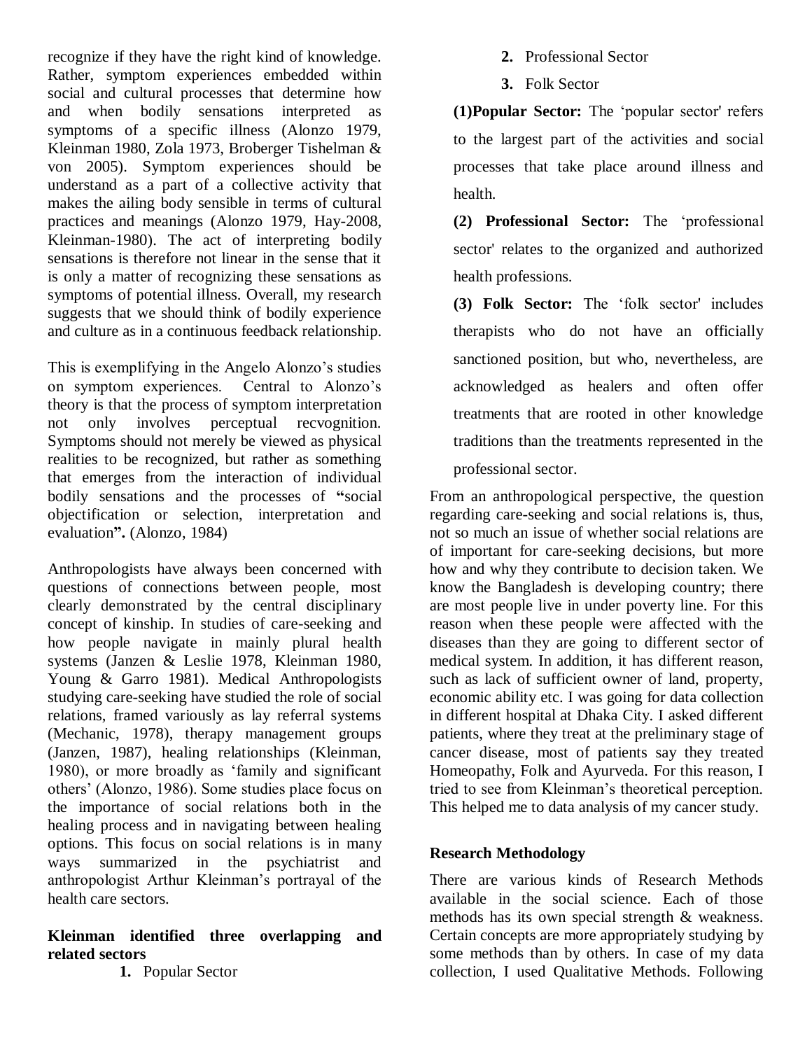recognize if they have the right kind of knowledge. Rather, symptom experiences embedded within social and cultural processes that determine how and when bodily sensations interpreted as symptoms of a specific illness (Alonzo 1979, Kleinman 1980, Zola 1973, Broberger Tishelman & von 2005). Symptom experiences should be understand as a part of a collective activity that makes the ailing body sensible in terms of cultural practices and meanings (Alonzo 1979, Hay-2008, Kleinman-1980). The act of interpreting bodily sensations is therefore not linear in the sense that it is only a matter of recognizing these sensations as symptoms of potential illness. Overall, my research suggests that we should think of bodily experience and culture as in a continuous feedback relationship.

This is exemplifying in the Angelo Alonzo's studies on symptom experiences. Central to Alonzo's theory is that the process of symptom interpretation not only involves perceptual recvognition. Symptoms should not merely be viewed as physical realities to be recognized, but rather as something that emerges from the interaction of individual bodily sensations and the processes of **"**social objectification or selection, interpretation and evaluation**".** (Alonzo, 1984)

Anthropologists have always been concerned with questions of connections between people, most clearly demonstrated by the central disciplinary concept of kinship. In studies of care-seeking and how people navigate in mainly plural health systems (Janzen & Leslie 1978, Kleinman 1980, Young & Garro 1981). Medical Anthropologists studying care-seeking have studied the role of social relations, framed variously as lay referral systems (Mechanic, 1978), therapy management groups (Janzen, 1987), healing relationships (Kleinman, 1980), or more broadly as 'family and significant others' (Alonzo, 1986). Some studies place focus on the importance of social relations both in the healing process and in navigating between healing options. This focus on social relations is in many ways summarized in the psychiatrist and anthropologist Arthur Kleinman's portrayal of the health care sectors.

**Kleinman identified three overlapping and related sectors**

1. Popular Sector
2. Professional Sector
3. Folk Sector

**(1)Popular Sector:** The 'popular sector' refers to the largest part of the activities and social processes that take place around illness and health.

**(2) Professional Sector:** The 'professional sector' relates to the organized and authorized health professions.

**(3) Folk Sector:** The 'folk sector' includes therapists who do not have an officially sanctioned position, but who, nevertheless, are acknowledged as healers and often offer treatments that are rooted in other knowledge traditions than the treatments represented in the professional sector.

From an anthropological perspective, the question regarding care-seeking and social relations is, thus, not so much an issue of whether social relations are of important for care-seeking decisions, but more how and why they contribute to decision taken. We know the Bangladesh is developing country; there are most people live in under poverty line. For this reason when these people were affected with the diseases than they are going to different sector of medical system. In addition, it has different reason, such as lack of sufficient owner of land, property, economic ability etc. I was going for data collection in different hospital at Dhaka City. I asked different patients, where they treat at the preliminary stage of cancer disease, most of patients say they treated Homeopathy, Folk and Ayurveda. For this reason, I tried to see from Kleinman's theoretical perception. This helped me to data analysis of my cancer study.

## Research Methodology

There are various kinds of Research Methods available in the social science. Each of those methods has its own special strength & weakness. Certain concepts are more appropriately studying by some methods than by others. In case of my data collection, I used Qualitative Methods. Following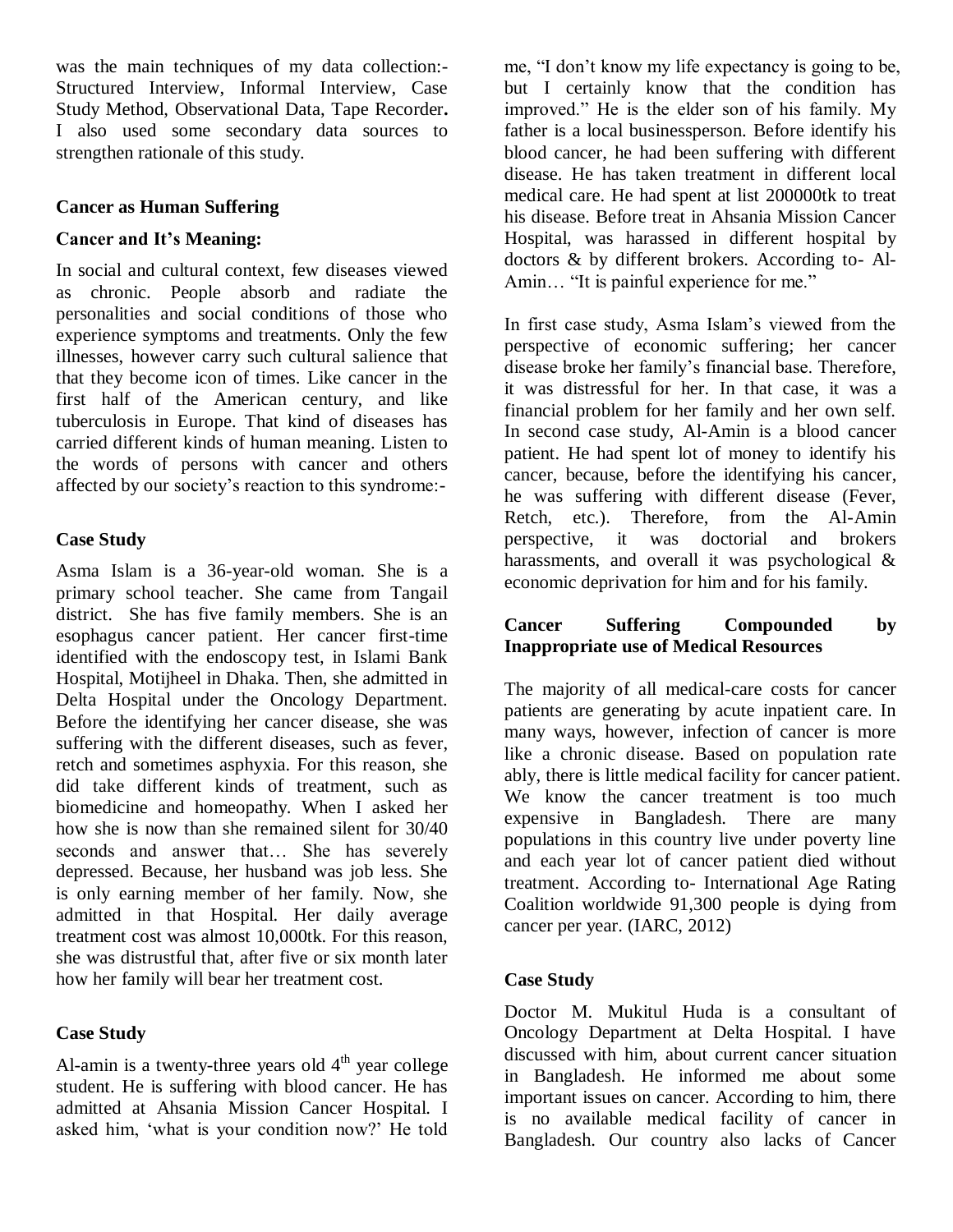was the main techniques of my data collection:- Structured Interview, Informal Interview, Case Study Method, Observational Data, Tape Recorder**.** I also used some secondary data sources to strengthen rationale of this study.

**Cancer as Human Suffering**

**Cancer and It's Meaning:**

In social and cultural context, few diseases viewed as chronic. People absorb and radiate the personalities and social conditions of those who experience symptoms and treatments. Only the few illnesses, however carry such cultural salience that that they become icon of times. Like cancer in the first half of the American century, and like tuberculosis in Europe. That kind of diseases has carried different kinds of human meaning. Listen to the words of persons with cancer and others affected by our society's reaction to this syndrome:-

**Case Study**

Asma Islam is a 36-year-old woman. She is a primary school teacher. She came from Tangail district. She has five family members. She is an esophagus cancer patient. Her cancer first-time identified with the endoscopy test, in Islami Bank Hospital, Motijheel in Dhaka. Then, she admitted in Delta Hospital under the Oncology Department. Before the identifying her cancer disease, she was suffering with the different diseases, such as fever, retch and sometimes asphyxia. For this reason, she did take different kinds of treatment, such as biomedicine and homeopathy. When I asked her how she is now than she remained silent for 30/40 seconds and answer that… She has severely depressed. Because, her husband was job less. She is only earning member of her family. Now, she admitted in that Hospital. Her daily average treatment cost was almost 10,000tk. For this reason, she was distrustful that, after five or six month later how her family will bear her treatment cost.

**Case Study**

Al-amin is a twenty-three years old 4th year college student. He is suffering with blood cancer. He has admitted at Ahsania Mission Cancer Hospital. I asked him, 'what is your condition now?' He told me, "I don't know my life expectancy is going to be, but I certainly know that the condition has improved." He is the elder son of his family. My father is a local businessperson. Before identify his blood cancer, he had been suffering with different disease. He has taken treatment in different local medical care. He had spent at list 200000tk to treat his disease. Before treat in Ahsania Mission Cancer Hospital, was harassed in different hospital by doctors & by different brokers. According to- Al-Amin… "It is painful experience for me."

In first case study, Asma Islam's viewed from the perspective of economic suffering; her cancer disease broke her family's financial base. Therefore, it was distressful for her. In that case, it was a financial problem for her family and her own self. In second case study, Al-Amin is a blood cancer patient. He had spent lot of money to identify his cancer, because, before the identifying his cancer, he was suffering with different disease (Fever, Retch, etc.). Therefore, from the Al-Amin perspective, it was doctorial and brokers harassments, and overall it was psychological & economic deprivation for him and for his family.

**Cancer Suffering Compounded by Inappropriate use of Medical Resources**

The majority of all medical-care costs for cancer patients are generating by acute inpatient care. In many ways, however, infection of cancer is more like a chronic disease. Based on population rate ably, there is little medical facility for cancer patient. We know the cancer treatment is too much expensive in Bangladesh. There are many populations in this country live under poverty line and each year lot of cancer patient died without treatment. According to- International Age Rating Coalition worldwide 91,300 people is dying from cancer per year. (IARC, 2012)

**Case Study**

Doctor M. Mukitul Huda is a consultant of Oncology Department at Delta Hospital. I have discussed with him, about current cancer situation in Bangladesh. He informed me about some important issues on cancer. According to him, there is no available medical facility of cancer in Bangladesh. Our country also lacks of Cancer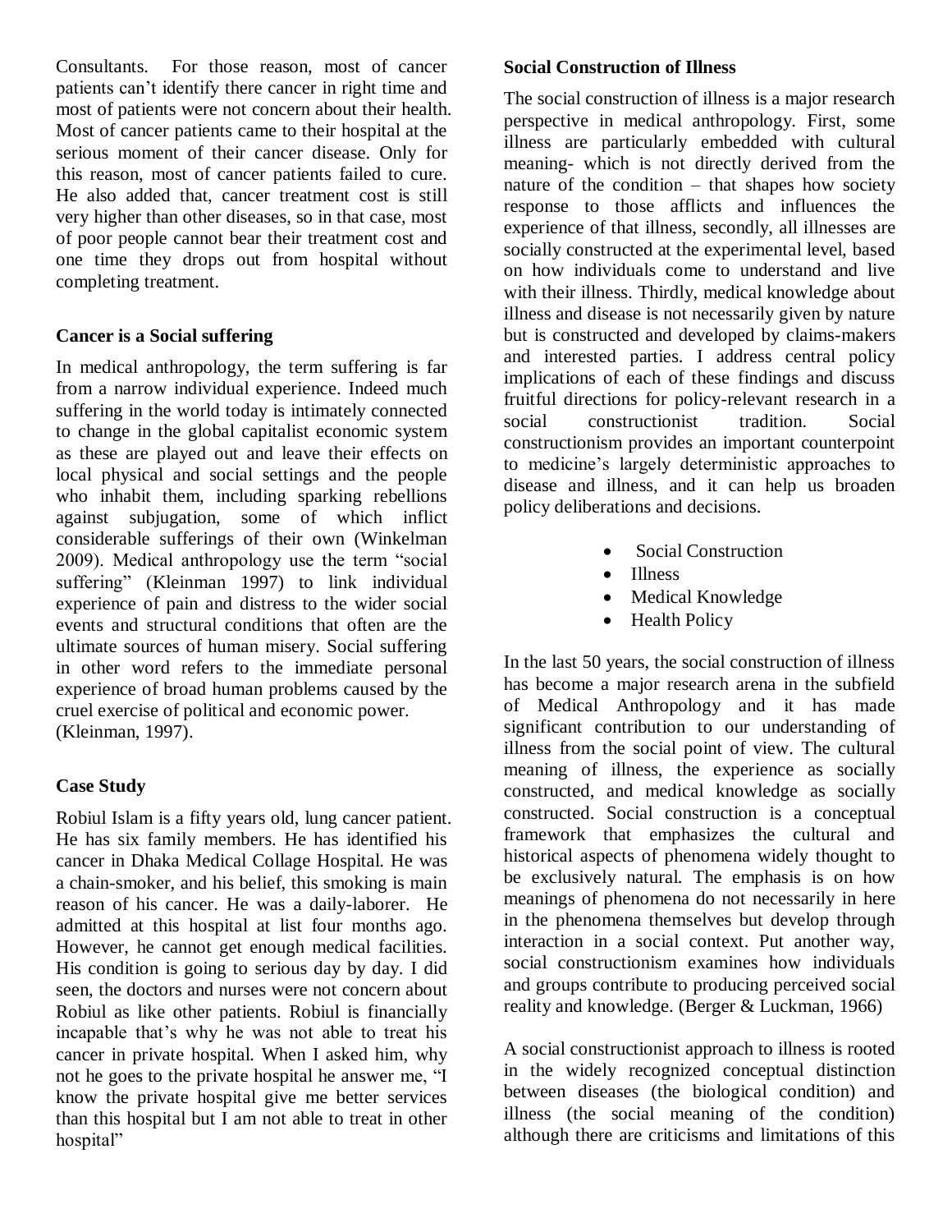Consultants. For those reason, most of cancer patients can't identify there cancer in right time and most of patients were not concern about their health. Most of cancer patients came to their hospital at the serious moment of their cancer disease. Only for this reason, most of cancer patients failed to cure. He also added that, cancer treatment cost is still very higher than other diseases, so in that case, most of poor people cannot bear their treatment cost and one time they drops out from hospital without completing treatment.

**Cancer is a Social suffering**

In medical anthropology, the term suffering is far from a narrow individual experience. Indeed much suffering in the world today is intimately connected to change in the global capitalist economic system as these are played out and leave their effects on local physical and social settings and the people who inhabit them, including sparking rebellions against subjugation, some of which inflict considerable sufferings of their own (Winkelman 2009). Medical anthropology use the term "social suffering" (Kleinman 1997) to link individual experience of pain and distress to the wider social events and structural conditions that often are the ultimate sources of human misery. Social suffering in other word refers to the immediate personal experience of broad human problems caused by the cruel exercise of political and economic power. (Kleinman, 1997).

**Case Study**

Robiul Islam is a fifty years old, lung cancer patient. He has six family members. He has identified his cancer in Dhaka Medical Collage Hospital. He was a chain-smoker, and his belief, this smoking is main reason of his cancer. He was a daily-laborer. He admitted at this hospital at list four months ago. However, he cannot get enough medical facilities. His condition is going to serious day by day. I did seen, the doctors and nurses were not concern about Robiul as like other patients. Robiul is financially incapable that's why he was not able to treat his cancer in private hospital. When I asked him, why not he goes to the private hospital he answer me, "I know the private hospital give me better services than this hospital but I am not able to treat in other hospital"

**Social Construction of Illness**

The social construction of illness is a major research perspective in medical anthropology. First, some illness are particularly embedded with cultural meaning- which is not directly derived from the nature of the condition – that shapes how society response to those afflicts and influences the experience of that illness, secondly, all illnesses are socially constructed at the experimental level, based on how individuals come to understand and live with their illness. Thirdly, medical knowledge about illness and disease is not necessarily given by nature but is constructed and developed by claims-makers and interested parties. I address central policy implications of each of these findings and discuss fruitful directions for policy-relevant research in a social constructionist tradition. Social constructionism provides an important counterpoint to medicine's largely deterministic approaches to disease and illness, and it can help us broaden policy deliberations and decisions.

- Social Construction
- Illness
- Medical Knowledge
- Health Policy

In the last 50 years, the social construction of illness has become a major research arena in the subfield of Medical Anthropology and it has made significant contribution to our understanding of illness from the social point of view. The cultural meaning of illness, the experience as socially constructed, and medical knowledge as socially constructed. Social construction is a conceptual framework that emphasizes the cultural and historical aspects of phenomena widely thought to be exclusively natural. The emphasis is on how meanings of phenomena do not necessarily in here in the phenomena themselves but develop through interaction in a social context. Put another way, social constructionism examines how individuals and groups contribute to producing perceived social reality and knowledge. (Berger & Luckman, 1966)

A social constructionist approach to illness is rooted in the widely recognized conceptual distinction between diseases (the biological condition) and illness (the social meaning of the condition) although there are criticisms and limitations of this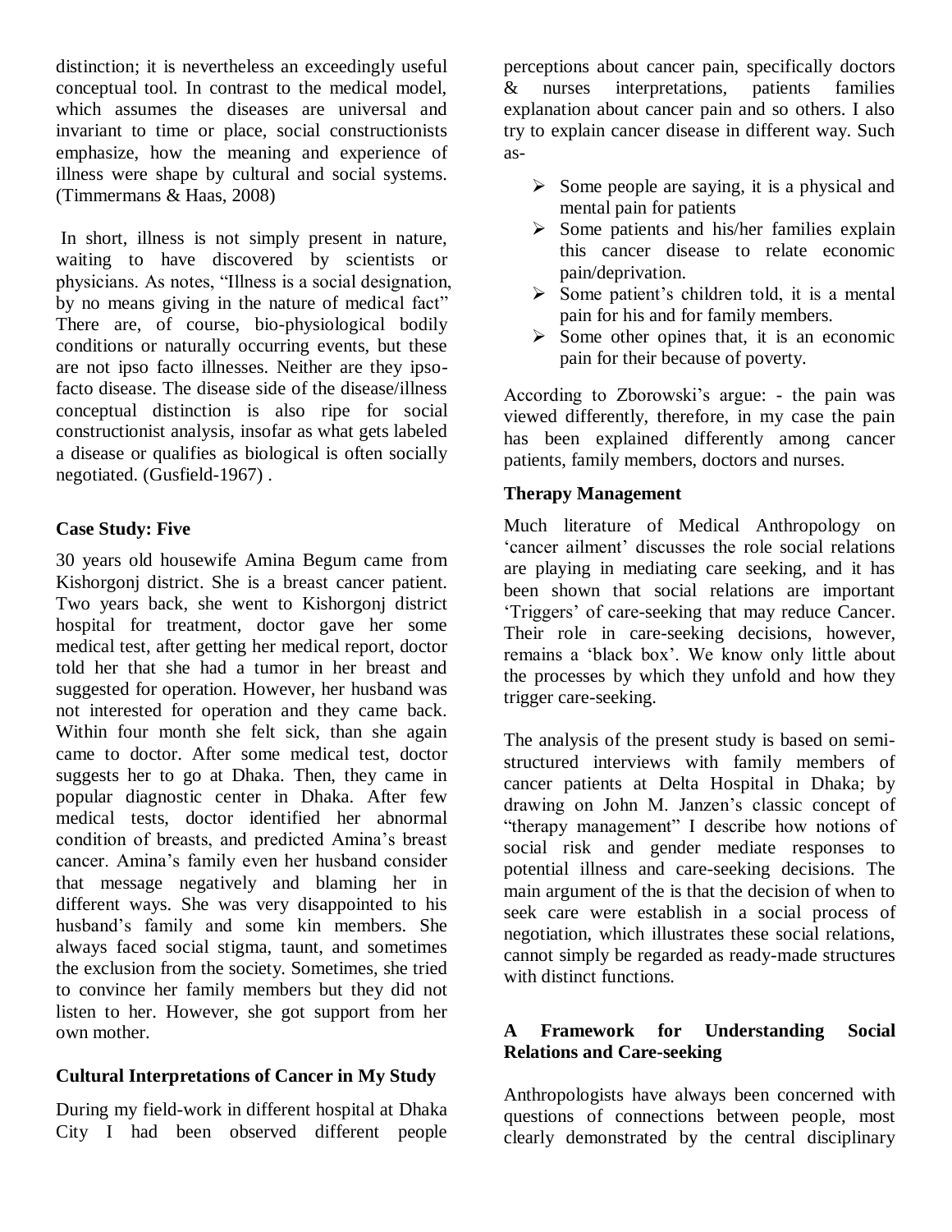distinction; it is nevertheless an exceedingly useful conceptual tool. In contrast to the medical model, which assumes the diseases are universal and invariant to time or place, social constructionists emphasize, how the meaning and experience of illness were shape by cultural and social systems. (Timmermans & Haas, 2008)

In short, illness is not simply present in nature, waiting to have discovered by scientists or physicians. As notes, "Illness is a social designation, by no means giving in the nature of medical fact" There are, of course, bio-physiological bodily conditions or naturally occurring events, but these are not ipso facto illnesses. Neither are they ipso-facto disease. The disease side of the disease/illness conceptual distinction is also ripe for social constructionist analysis, insofar as what gets labeled a disease or qualifies as biological is often socially negotiated. (Gusfield-1967) .

**Case Study: Five**

30 years old housewife Amina Begum came from Kishorgonj district. She is a breast cancer patient. Two years back, she went to Kishorgonj district hospital for treatment, doctor gave her some medical test, after getting her medical report, doctor told her that she had a tumor in her breast and suggested for operation. However, her husband was not interested for operation and they came back. Within four month she felt sick, than she again came to doctor. After some medical test, doctor suggests her to go at Dhaka. Then, they came in popular diagnostic center in Dhaka. After few medical tests, doctor identified her abnormal condition of breasts, and predicted Amina's breast cancer. Amina's family even her husband consider that message negatively and blaming her in different ways. She was very disappointed to his husband's family and some kin members. She always faced social stigma, taunt, and sometimes the exclusion from the society. Sometimes, she tried to convince her family members but they did not listen to her. However, she got support from her own mother.

**Cultural Interpretations of Cancer in My Study**

During my field-work in different hospital at Dhaka City I had been observed different people perceptions about cancer pain, specifically doctors & nurses interpretations, patients families explanation about cancer pain and so others. I also try to explain cancer disease in different way. Such as-

- Some people are saying, it is a physical and mental pain for patients
- Some patients and his/her families explain this cancer disease to relate economic pain/deprivation.
- Some patient's children told, it is a mental pain for his and for family members.
- Some other opines that, it is an economic pain for their because of poverty.

According to Zborowski's argue: - the pain was viewed differently, therefore, in my case the pain has been explained differently among cancer patients, family members, doctors and nurses.

**Therapy Management**

Much literature of Medical Anthropology on 'cancer ailment' discusses the role social relations are playing in mediating care seeking, and it has been shown that social relations are important 'Triggers' of care-seeking that may reduce Cancer. Their role in care-seeking decisions, however, remains a 'black box'. We know only little about the processes by which they unfold and how they trigger care-seeking.

The analysis of the present study is based on semi-structured interviews with family members of cancer patients at Delta Hospital in Dhaka; by drawing on John M. Janzen's classic concept of "therapy management" I describe how notions of social risk and gender mediate responses to potential illness and care-seeking decisions. The main argument of the is that the decision of when to seek care were establish in a social process of negotiation, which illustrates these social relations, cannot simply be regarded as ready-made structures with distinct functions.

**A Framework for Understanding Social Relations and Care-seeking**

Anthropologists have always been concerned with questions of connections between people, most clearly demonstrated by the central disciplinary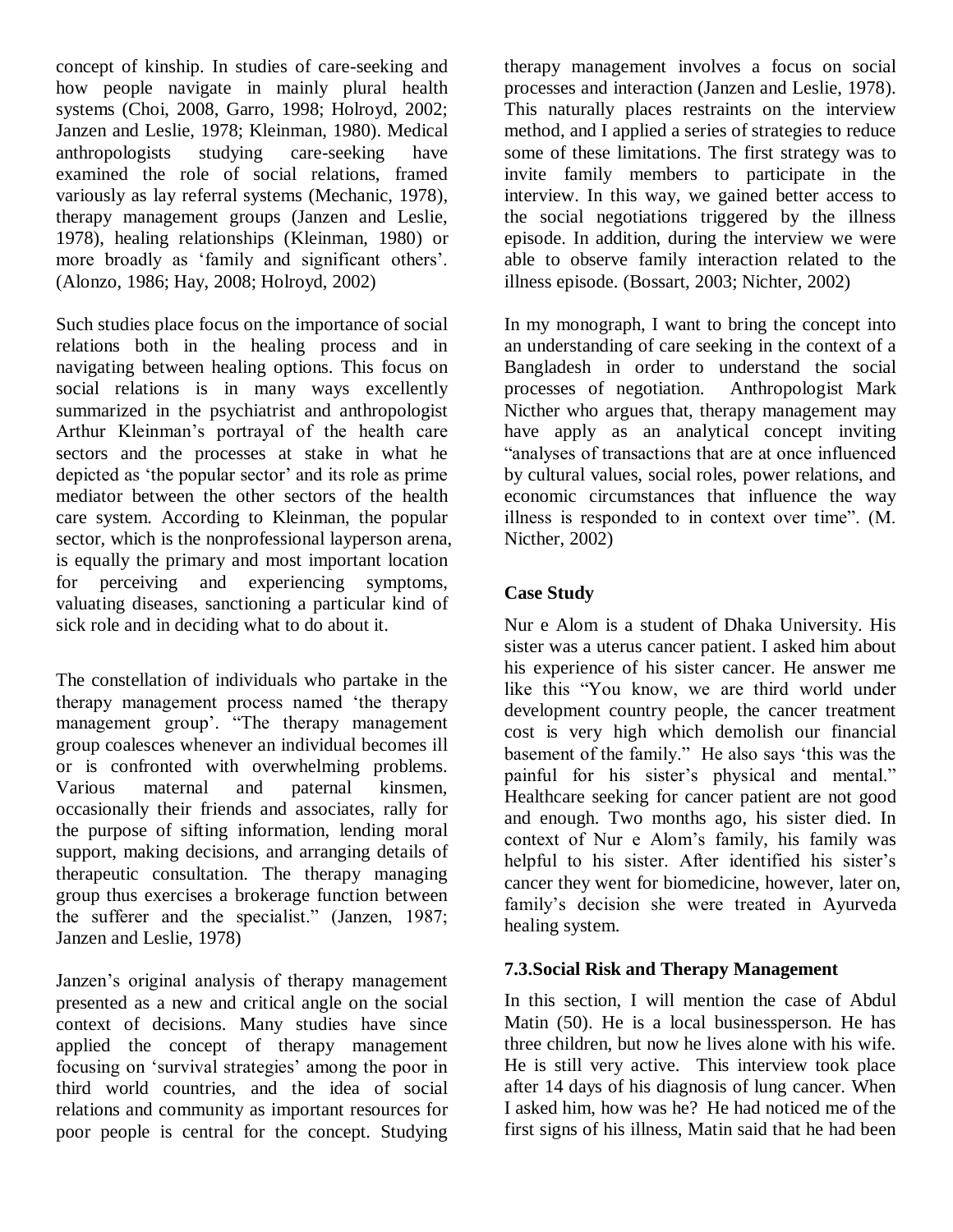concept of kinship. In studies of care-seeking and how people navigate in mainly plural health systems (Choi, 2008, Garro, 1998; Holroyd, 2002; Janzen and Leslie, 1978; Kleinman, 1980). Medical anthropologists studying care-seeking have examined the role of social relations, framed variously as lay referral systems (Mechanic, 1978), therapy management groups (Janzen and Leslie, 1978), healing relationships (Kleinman, 1980) or more broadly as 'family and significant others'. (Alonzo, 1986; Hay, 2008; Holroyd, 2002)

Such studies place focus on the importance of social relations both in the healing process and in navigating between healing options. This focus on social relations is in many ways excellently summarized in the psychiatrist and anthropologist Arthur Kleinman's portrayal of the health care sectors and the processes at stake in what he depicted as 'the popular sector' and its role as prime mediator between the other sectors of the health care system. According to Kleinman, the popular sector, which is the nonprofessional layperson arena, is equally the primary and most important location for perceiving and experiencing symptoms, valuating diseases, sanctioning a particular kind of sick role and in deciding what to do about it.

The constellation of individuals who partake in the therapy management process named 'the therapy management group'. "The therapy management group coalesces whenever an individual becomes ill or is confronted with overwhelming problems. Various maternal and paternal kinsmen, occasionally their friends and associates, rally for the purpose of sifting information, lending moral support, making decisions, and arranging details of therapeutic consultation. The therapy managing group thus exercises a brokerage function between the sufferer and the specialist." (Janzen, 1987; Janzen and Leslie, 1978)

Janzen's original analysis of therapy management presented as a new and critical angle on the social context of decisions. Many studies have since applied the concept of therapy management focusing on 'survival strategies' among the poor in third world countries, and the idea of social relations and community as important resources for poor people is central for the concept. Studying therapy management involves a focus on social processes and interaction (Janzen and Leslie, 1978). This naturally places restraints on the interview method, and I applied a series of strategies to reduce some of these limitations. The first strategy was to invite family members to participate in the interview. In this way, we gained better access to the social negotiations triggered by the illness episode. In addition, during the interview we were able to observe family interaction related to the illness episode. (Bossart, 2003; Nichter, 2002)

In my monograph, I want to bring the concept into an understanding of care seeking in the context of a Bangladesh in order to understand the social processes of negotiation. Anthropologist Mark Nicther who argues that, therapy management may have apply as an analytical concept inviting "analyses of transactions that are at once influenced by cultural values, social roles, power relations, and economic circumstances that influence the way illness is responded to in context over time". (M. Nicther, 2002)

### Case Study

Nur e Alom is a student of Dhaka University. His sister was a uterus cancer patient. I asked him about his experience of his sister cancer. He answer me like this "You know, we are third world under development country people, the cancer treatment cost is very high which demolish our financial basement of the family." He also says 'this was the painful for his sister's physical and mental." Healthcare seeking for cancer patient are not good and enough. Two months ago, his sister died. In context of Nur e Alom's family, his family was helpful to his sister. After identified his sister's cancer they went for biomedicine, however, later on, family's decision she were treated in Ayurveda healing system.

### 7.3.Social Risk and Therapy Management

In this section, I will mention the case of Abdul Matin (50). He is a local businessperson. He has three children, but now he lives alone with his wife. He is still very active. This interview took place after 14 days of his diagnosis of lung cancer. When I asked him, how was he? He had noticed me of the first signs of his illness, Matin said that he had been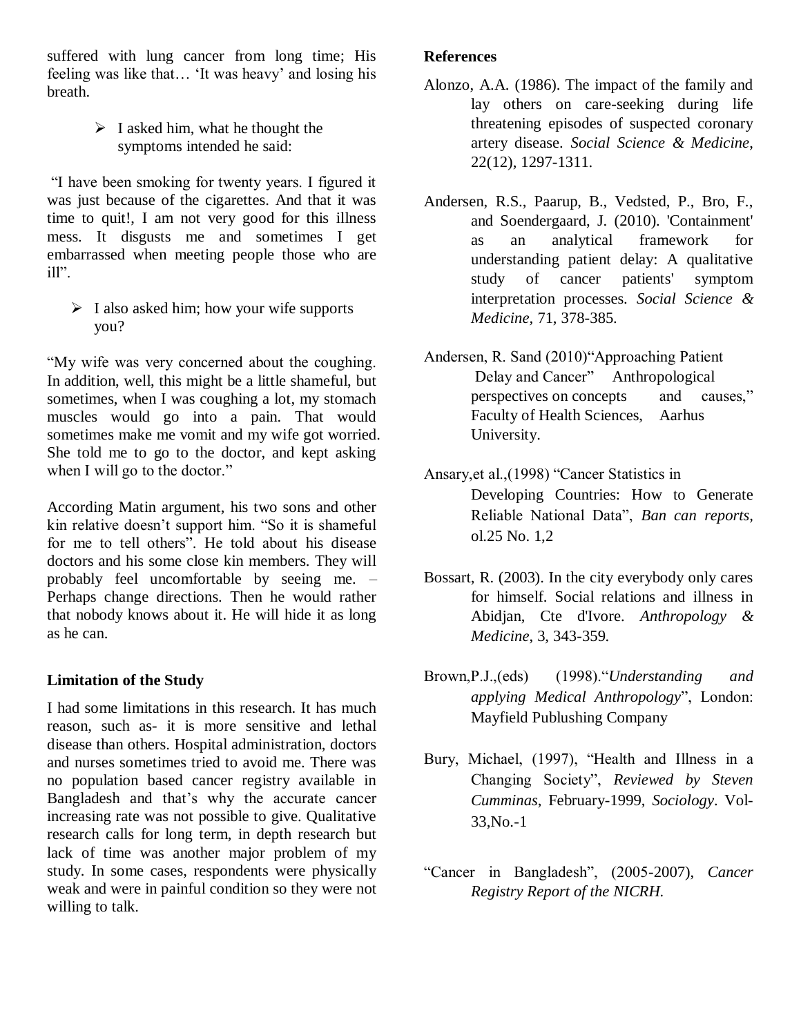suffered with lung cancer from long time; His feeling was like that… 'It was heavy' and losing his breath.

- I asked him, what he thought the symptoms intended he said:

"I have been smoking for twenty years. I figured it was just because of the cigarettes. And that it was time to quit!, I am not very good for this illness mess. It disgusts me and sometimes I get embarrassed when meeting people those who are ill".

- I also asked him; how your wife supports you?

"My wife was very concerned about the coughing. In addition, well, this might be a little shameful, but sometimes, when I was coughing a lot, my stomach muscles would go into a pain. That would sometimes make me vomit and my wife got worried. She told me to go to the doctor, and kept asking when I will go to the doctor."

According Matin argument, his two sons and other kin relative doesn't support him. "So it is shameful for me to tell others". He told about his disease doctors and his some close kin members. They will probably feel uncomfortable by seeing me. – Perhaps change directions. Then he would rather that nobody knows about it. He will hide it as long as he can.

## Limitation of the Study

I had some limitations in this research. It has much reason, such as- it is more sensitive and lethal disease than others. Hospital administration, doctors and nurses sometimes tried to avoid me. There was no population based cancer registry available in Bangladesh and that's why the accurate cancer increasing rate was not possible to give. Qualitative research calls for long term, in depth research but lack of time was another major problem of my study. In some cases, respondents were physically weak and were in painful condition so they were not willing to talk.

## References

Alonzo, A.A. (1986). The impact of the family and lay others on care-seeking during life threatening episodes of suspected coronary artery disease. *Social Science & Medicine*, 22(12), 1297-1311.

Andersen, R.S., Paarup, B., Vedsted, P., Bro, F., and Soendergaard, J. (2010). 'Containment' as an analytical framework for understanding patient delay: A qualitative study of cancer patients' symptom interpretation processes. *Social Science & Medicine*, 71, 378-385.

Andersen, R. Sand (2010)"Approaching Patient Delay and Cancer" Anthropological perspectives on concepts and causes," Faculty of Health Sciences, Aarhus University.

Ansary,et al.,(1998) "Cancer Statistics in Developing Countries: How to Generate Reliable National Data", *Ban can reports*, ol.25 No. 1,2

Bossart, R. (2003). In the city everybody only cares for himself. Social relations and illness in Abidjan, Cte d'Ivore. *Anthropology & Medicine*, 3, 343-359.

Brown,P.J.,(eds) (1998)."*Understanding and applying Medical Anthropology*", London: Mayfield Publushing Company

Bury, Michael, (1997), "Health and Illness in a Changing Society", *Reviewed by Steven Cumminas*, February-1999, *Sociology*. Vol-33,No.-1

"Cancer in Bangladesh", (2005-2007), *Cancer Registry Report of the NICRH.*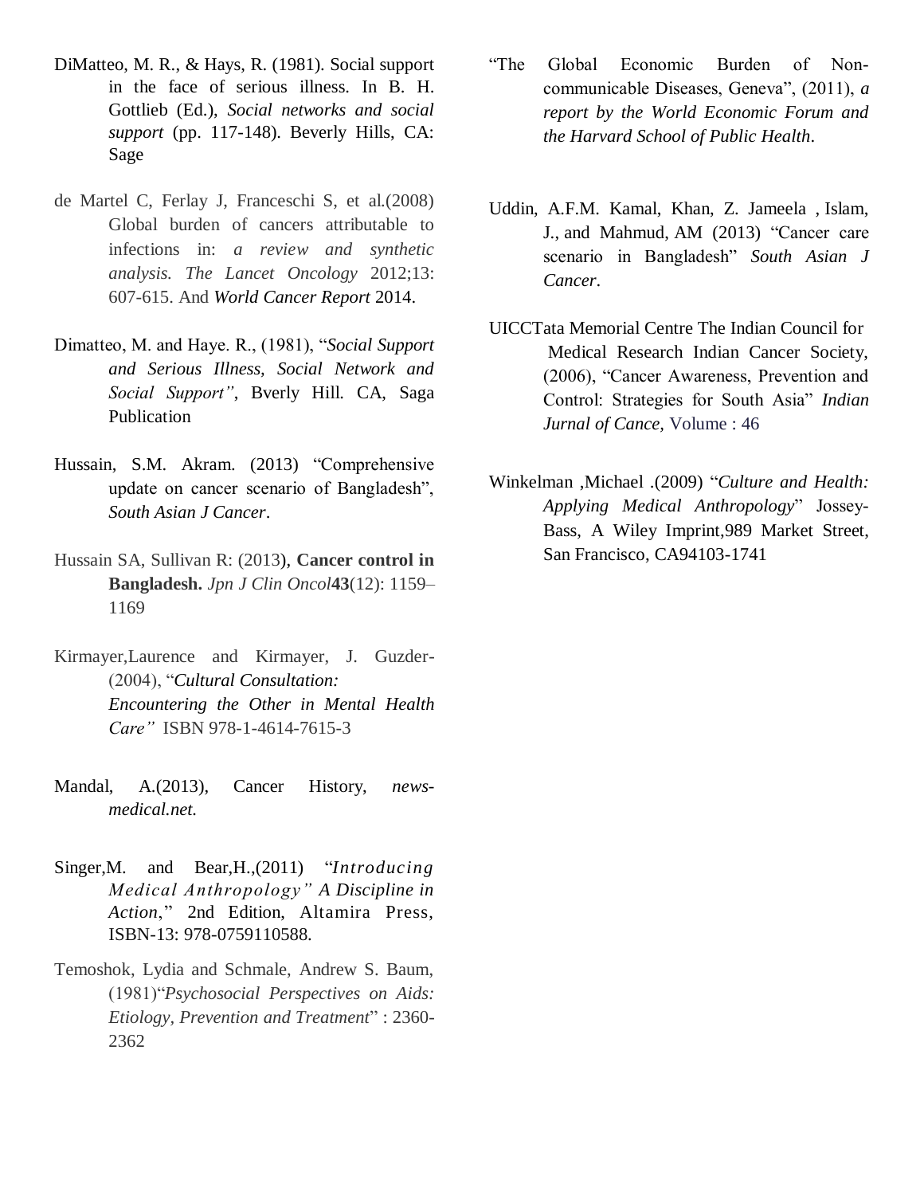DiMatteo, M. R., & Hays, R. (1981). Social support in the face of serious illness. In B. H. Gottlieb (Ed.), *Social networks and social support* (pp. 117-148). Beverly Hills, CA: Sage

de Martel C, Ferlay J, Franceschi S, et al.(2008) Global burden of cancers attributable to infections in: *a review and synthetic analysis. The Lancet Oncology* 2012;13: 607-615. And *World Cancer Report* 2014.

Dimatteo, M. and Haye. R., (1981), "*Social Support and Serious Illness, Social Network and Social Support"*, Bverly Hill. CA, Saga Publication

Hussain, S.M. Akram. (2013) "Comprehensive update on cancer scenario of Bangladesh", *South Asian J Cancer*.

Hussain SA, Sullivan R: (2013), **Cancer control in Bangladesh.** *Jpn J Clin Oncol***43**(12): 1159–1169

Kirmayer,Laurence and Kirmayer, J. Guzder-(2004), "*Cultural Consultation: Encountering the Other in Mental Health Care"* ISBN 978-1-4614-7615-3

Mandal, A.(2013), Cancer History, *news-medical.net.*

Singer,M. and Bear,H.,(2011) "*Introducing Medical Anthropology" A Discipline in Action*," 2nd Edition, Altamira Press, ISBN-13: 978-0759110588.

Temoshok, Lydia and Schmale, Andrew S. Baum, (1981)"*Psychosocial Perspectives on Aids: Etiology, Prevention and Treatment*" : 2360-2362

"The Global Economic Burden of Non-communicable Diseases, Geneva", (2011), *a report by the World Economic Forum and the Harvard School of Public Health*.

Uddin, A.F.M. Kamal, Khan, Z. Jameela , Islam, J., and Mahmud, AM (2013) "Cancer care scenario in Bangladesh" *South Asian J Cancer*.

UICCTata Memorial Centre The Indian Council for Medical Research Indian Cancer Society, (2006), "Cancer Awareness, Prevention and Control: Strategies for South Asia" *Indian Jurnal of Cance,* Volume : 46

Winkelman ,Michael .(2009) "*Culture and Health: Applying Medical Anthropology*" Jossey-Bass, A Wiley Imprint,989 Market Street, San Francisco, CA94103-1741